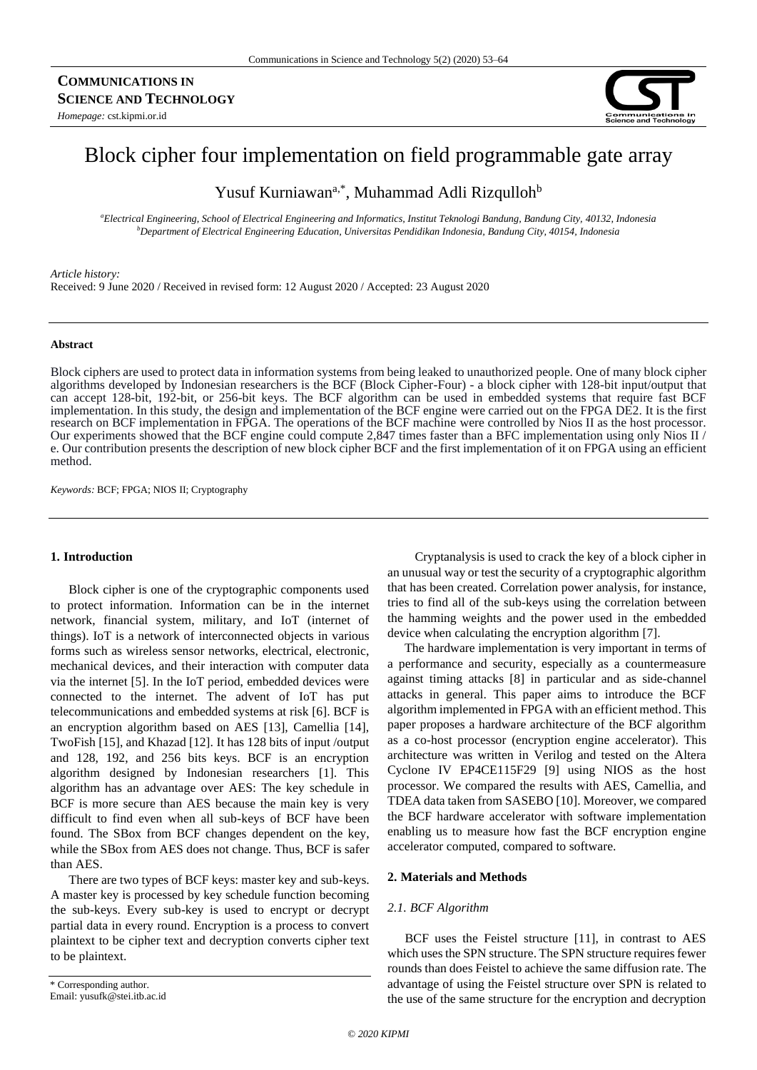**COMMUNICATIONS IN SCIENCE AND TECHNOLOGY**

*Homepage:* cst.kipmi.or.id

# Block cipher four implementation on field programmable gate array

Yusuf Kurniawan[a,*], Muhammad Adli Rizqulloh[b]

[a]*Electrical Engineering, School of Electrical Engineering and Informatics, Institut Teknologi Bandung, Bandung City, 40132, Indonesia*
[b]*Department of Electrical Engineering Education, Universitas Pendidikan Indonesia, Bandung City, 40154, Indonesia*

*Article history:*
Received: 9 June 2020 / Received in revised form: 12 August 2020 / Accepted: 23 August 2020

---

#### Abstract

Block ciphers are used to protect data in information systems from being leaked to unauthorized people. One of many block cipher algorithms developed by Indonesian researchers is the BCF (Block Cipher-Four) - a block cipher with 128-bit input/output that can accept 128-bit, 192-bit, or 256-bit keys. The BCF algorithm can be used in embedded systems that require fast BCF implementation. In this study, the design and implementation of the BCF engine were carried out on the FPGA DE2. It is the first research on BCF implementation in FPGA. The operations of the BCF machine were controlled by Nios II as the host processor. Our experiments showed that the BCF engine could compute 2,847 times faster than a BFC implementation using only Nios II / e. Our contribution presents the description of new block cipher BCF and the first implementation of it on FPGA using an efficient method.

*Keywords:* BCF; FPGA; NIOS II; Cryptography

---

## 1. Introduction

Block cipher is one of the cryptographic components used to protect information. Information can be in the internet network, financial system, military, and IoT (internet of things). IoT is a network of interconnected objects in various forms such as wireless sensor networks, electrical, electronic, mechanical devices, and their interaction with computer data via the internet [5]. In the IoT period, embedded devices were connected to the internet. The advent of IoT has put telecommunications and embedded systems at risk [6]. BCF is an encryption algorithm based on AES [13], Camellia [14], TwoFish [15], and Khazad [12]. It has 128 bits of input /output and 128, 192, and 256 bits keys. BCF is an encryption algorithm designed by Indonesian researchers [1]. This algorithm has an advantage over AES: The key schedule in BCF is more secure than AES because the main key is very difficult to find even when all sub-keys of BCF have been found. The SBox from BCF changes dependent on the key, while the SBox from AES does not change. Thus, BCF is safer than AES.

There are two types of BCF keys: master key and sub-keys. A master key is processed by key schedule function becoming the sub-keys. Every sub-key is used to encrypt or decrypt partial data in every round. Encryption is a process to convert plaintext to be cipher text and decryption converts cipher text to be plaintext.

Cryptanalysis is used to crack the key of a block cipher in an unusual way or test the security of a cryptographic algorithm that has been created. Correlation power analysis, for instance, tries to find all of the sub-keys using the correlation between the hamming weights and the power used in the embedded device when calculating the encryption algorithm [7].

The hardware implementation is very important in terms of a performance and security, especially as a countermeasure against timing attacks [8] in particular and as side-channel attacks in general. This paper aims to introduce the BCF algorithm implemented in FPGA with an efficient method. This paper proposes a hardware architecture of the BCF algorithm as a co-host processor (encryption engine accelerator). This architecture was written in Verilog and tested on the Altera Cyclone IV EP4CE115F29 [9] using NIOS as the host processor. We compared the results with AES, Camellia, and TDEA data taken from SASEBO [10]. Moreover, we compared the BCF hardware accelerator with software implementation enabling us to measure how fast the BCF encryption engine accelerator computed, compared to software.

## 2. Materials and Methods

### 2.1. BCF Algorithm

BCF uses the Feistel structure [11], in contrast to AES which uses the SPN structure. The SPN structure requires fewer rounds than does Feistel to achieve the same diffusion rate. The advantage of using the Feistel structure over SPN is related to the use of the same structure for the encryption and decryption

---

\* Corresponding author.
Email: yusufk@stei.itb.ac.id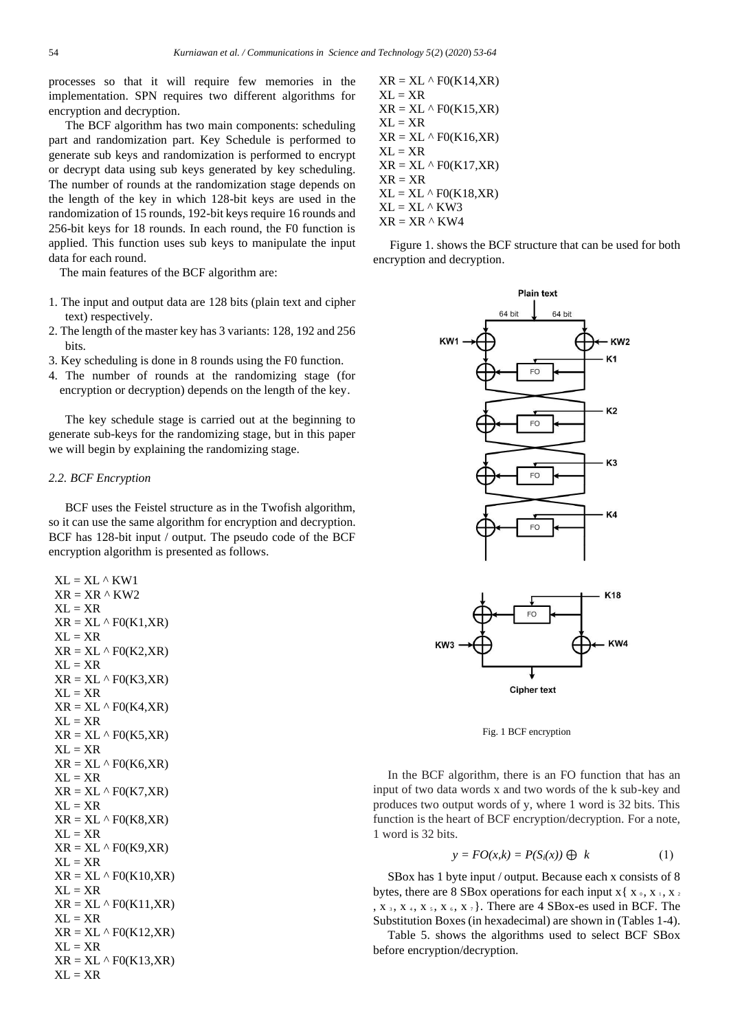processes so that it will require few memories in the implementation. SPN requires two different algorithms for encryption and decryption.

The BCF algorithm has two main components: scheduling part and randomization part. Key Schedule is performed to generate sub keys and randomization is performed to encrypt or decrypt data using sub keys generated by key scheduling. The number of rounds at the randomization stage depends on the length of the key in which 128-bit keys are used in the randomization of 15 rounds, 192-bit keys require 16 rounds and 256-bit keys for 18 rounds. In each round, the F0 function is applied. This function uses sub keys to manipulate the input data for each round.

The main features of the BCF algorithm are:

1. The input and output data are 128 bits (plain text and cipher text) respectively.
2. The length of the master key has 3 variants: 128, 192 and 256 bits.
3. Key scheduling is done in 8 rounds using the F0 function.
4. The number of rounds at the randomizing stage (for encryption or decryption) depends on the length of the key.

The key schedule stage is carried out at the beginning to generate sub-keys for the randomizing stage, but in this paper we will begin by explaining the randomizing stage.

### *2.2. BCF Encryption*

BCF uses the Feistel structure as in the Twofish algorithm, so it can use the same algorithm for encryption and decryption. BCF has 128-bit input / output. The pseudo code of the BCF encryption algorithm is presented as follows.

```
XL = XL ^ KW1
XR = XR ^ KW2
XL = XR
XR = XL ^ F0(K1,XR)
XL = XR
XR = XL ^ F0(K2,XR)
XL = XR
XR = XL ^ F0(K3,XR)
XL = XR
XR = XL ^ F0(K4,XR)
XL = XR
XR = XL ^ F0(K5,XR)
XL = XR
XR = XL ^ F0(K6,XR)
XL = XR
XR = XL ^ F0(K7,XR)
XL = XR
XR = XL ^ F0(K8,XR)
XL = XR
XR = XL ^ F0(K9,XR)
XL = XR
XR = XL ^ F0(K10,XR)
XL = XR
XR = XL ^ F0(K11,XR)
XL = XR
XR = XL ^ F0(K12,XR)
XL = XR
XR = XL ^ F0(K13,XR)
XL = XR
XR = XL ^ F0(K14,XR)
XL = XR
XR = XL ^ F0(K15,XR)
XL = XR
XR = XL ^ F0(K16,XR)
XL = XR
XR = XL ^ F0(K17,XR)
XR = XR
XL = XL ^ F0(K18,XR)
XL = XL ^ KW3
XR = XR ^ KW4
```

Figure 1. shows the BCF structure that can be used for both encryption and decryption.

Fig. 1 BCF encryption

In the BCF algorithm, there is an FO function that has an input of two data words x and two words of the k sub-key and produces two output words of y, where 1 word is 32 bits. This function is the heart of BCF encryption/decryption. For a note, 1 word is 32 bits.

$$y = FO(x,k) = P(S_i(x)) \oplus k \tag{1}$$

SBox has 1 byte input / output. Because each x consists of 8 bytes, there are 8 SBox operations for each input x{ $x_0$, $x_1$, $x_2$, $x_3$, $x_4$, $x_5$, $x_6$, $x_7$}. There are 4 SBox-es used in BCF. The Substitution Boxes (in hexadecimal) are shown in (Tables 1-4).

Table 5. shows the algorithms used to select BCF SBox before encryption/decryption.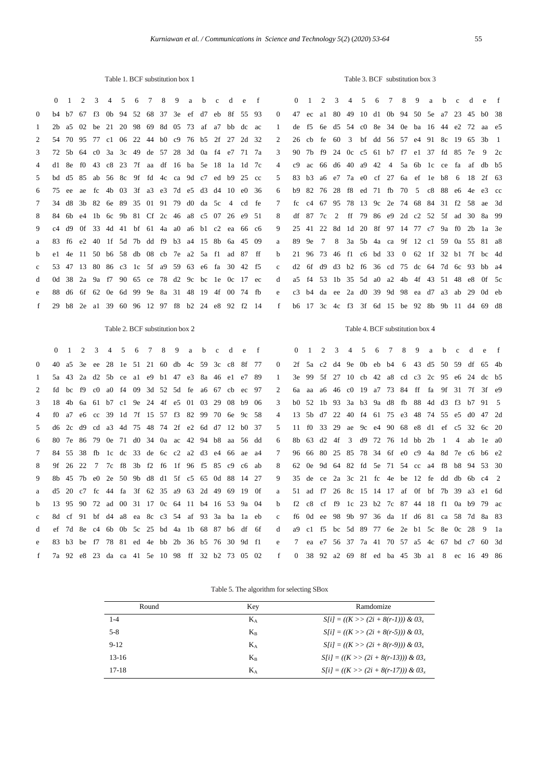Table 1. BCF substitution box 1

| | 0 | 1 | 2 | 3 | 4 | 5 | 6 | 7 | 8 | 9 | a | b | c | d | e | f |
|---|---|---|---|---|---|---|---|---|---|---|---|---|---|---|---|---|
| 0 | b4 | b7 | 67 | f3 | 0b | 94 | 52 | 68 | 37 | 3e | ef | d7 | eb | 8f | 55 | 93 |
| 1 | 2b | a5 | 02 | be | 21 | 20 | 98 | 69 | 8d | 05 | 73 | af | a7 | bb | dc | ac |
| 2 | 54 | 70 | 95 | 77 | c1 | 06 | 22 | 44 | b0 | c9 | 76 | b5 | 2f | 27 | 2d | 32 |
| 3 | 72 | 5b | 64 | c0 | 3a | 3c | 49 | de | 57 | 28 | 3d | 0a | f4 | e7 | 71 | 7a |
| 4 | d1 | 8e | f0 | 43 | c8 | 23 | 7f | aa | df | 16 | ba | 5e | 18 | 1a | 1d | 7c |
| 5 | bd | d5 | 85 | ab | 56 | 8c | 9f | fd | 4c | ca | 9d | c7 | ed | b9 | 25 | cc |
| 6 | 75 | ee | ae | fc | 4b | 03 | 3f | a3 | e3 | 7d | e5 | d3 | d4 | 10 | e0 | 36 |
| 7 | 34 | d8 | 3b | 82 | 6e | 89 | 35 | 01 | 91 | 79 | d0 | da | 5c | 4 | cd | fe |
| 8 | 84 | 6b | e4 | 1b | 6c | 9b | 81 | Cf | 2c | 46 | a8 | c5 | 07 | 26 | e9 | 51 |
| 9 | c4 | d9 | 0f | 33 | 4d | 41 | bf | 61 | 4a | a0 | a6 | b1 | c2 | ea | 66 | c6 |
| a | 83 | f6 | e2 | 40 | 1f | 5d | 7b | dd | f9 | b3 | a4 | 15 | 8b | 6a | 45 | 09 |
| b | e1 | 4e | 11 | 50 | b6 | 58 | db | 08 | cb | 7e | a2 | 5a | f1 | ad | 87 | ff |
| c | 53 | 47 | 13 | 80 | 86 | c3 | 1c | 5f | a9 | 59 | 63 | e6 | fa | 30 | 42 | f5 |
| d | 0d | 38 | 2a | 9a | f7 | 90 | 65 | ce | 78 | d2 | 9c | bc | 1e | 0c | 17 | ec |
| e | 88 | d6 | 6f | 62 | 0e | 6d | 99 | 9e | 8a | 31 | 48 | 19 | 4f | 00 | 74 | fb |
| f | 29 | b8 | 2e | a1 | 39 | 60 | 96 | 12 | 97 | f8 | b2 | 24 | e8 | 92 | f2 | 14 |

Table 2. BCF substitution box 2

| | 0 | 1 | 2 | 3 | 4 | 5 | 6 | 7 | 8 | 9 | a | b | c | d | e | f |
|---|---|---|---|---|---|---|---|---|---|---|---|---|---|---|---|---|
| 0 | 40 | a5 | 3e | ee | 28 | 1e | 51 | 21 | 60 | db | 4c | 59 | 3c | c8 | 8f | 77 |
| 1 | 5a | 43 | 2a | d2 | 5b | ce | a1 | e9 | b1 | 47 | e3 | 8a | 46 | e1 | e7 | 89 |
| 2 | fd | bc | f9 | c0 | a0 | f4 | 09 | 3d | 52 | 5d | fe | a6 | 67 | cb | ec | 97 |
| 3 | 18 | 4b | 6a | 61 | b7 | c1 | 9e | 24 | 4f | e5 | 01 | 03 | 29 | 08 | b9 | 06 |
| 4 | f0 | a7 | e6 | cc | 39 | 1d | 7f | 15 | 57 | f3 | 82 | 99 | 70 | 6e | 9c | 58 |
| 5 | d6 | 2c | d9 | cd | a3 | 4d | 75 | 48 | 74 | 2f | e2 | 6d | d7 | 12 | b0 | 37 |
| 6 | 80 | 7e | 86 | 79 | 0e | 71 | d0 | 34 | 0a | ac | 42 | 94 | b8 | aa | 56 | dd |
| 7 | 84 | 55 | 38 | fb | 1c | dc | 33 | de | 6c | c2 | a2 | d3 | e4 | 66 | ae | a4 |
| 8 | 9f | 26 | 22 | 7 | 7c | f8 | 3b | f2 | f6 | 1f | 96 | f5 | 85 | c9 | c6 | ab |
| 9 | 8b | 45 | 7b | e0 | 2e | 50 | 9b | d8 | d1 | 5f | c5 | 65 | 0d | 88 | 14 | 27 |
| a | d5 | 20 | c7 | fc | 44 | fa | 3f | 62 | 35 | a9 | 63 | 2d | 49 | 69 | 19 | 0f |
| b | 13 | 95 | 90 | 72 | ad | 00 | 31 | 17 | 0c | 64 | 11 | b4 | 16 | 53 | 9a | 04 |
| c | 8d | cf | 91 | bf | d4 | a8 | ea | 8c | c3 | 54 | af | 93 | 3a | ba | 1a | eb |
| d | ef | 7d | 8e | c4 | 6b | 0b | 5c | 25 | bd | 4a | 1b | 68 | 87 | b6 | df | 6f |
| e | 83 | b3 | be | f7 | 78 | 81 | ed | 4e | bb | 2b | 36 | b5 | 76 | 30 | 9d | f1 |
| f | 7a | 92 | e8 | 23 | da | ca | 41 | 5e | 10 | 98 | ff | 32 | b2 | 73 | 05 | 02 |

Table 3. BCF substitution box 3

| | 0 | 1 | 2 | 3 | 4 | 5 | 6 | 7 | 8 | 9 | a | b | c | d | e | f |
|---|---|---|---|---|---|---|---|---|---|---|---|---|---|---|---|---|
| 0 | 47 | ec | a1 | 80 | 49 | 10 | d1 | 0b | 94 | 50 | 5e | a7 | 23 | 45 | b0 | 38 |
| 1 | de | f5 | 6e | d5 | 54 | c0 | 8e | 34 | 0e | ba | 16 | 44 | e2 | 72 | aa | e5 |
| 2 | 26 | cb | fe | 60 | 3 | bf | dd | 56 | 57 | e4 | 91 | 8c | 19 | 65 | 3b | 1 |
| 3 | 90 | 7b | f9 | 24 | 0c | c5 | 61 | b7 | f7 | e1 | 37 | fd | 85 | 7e | 9 | 2c |
| 4 | c9 | ac | 66 | d6 | 40 | a9 | 42 | 4 | 5a | 6b | 1c | ce | fa | af | db | b5 |
| 5 | 83 | b3 | a6 | e7 | 7a | e0 | cf | 27 | 6a | ef | 1e | b8 | 6 | 18 | 2f | 63 |
| 6 | b9 | 82 | 76 | 28 | f8 | ed | 71 | fb | 70 | 5 | c8 | 88 | e6 | 4e | e3 | cc |
| 7 | fc | c4 | 67 | 95 | 78 | 13 | 9c | 2e | 74 | 68 | 84 | 31 | f2 | 58 | ae | 3d |
| 8 | df | 87 | 7c | 2 | ff | 79 | 86 | e9 | 2d | c2 | 52 | 5f | ad | 30 | 8a | 99 |
| 9 | 25 | 41 | 22 | 8d | 1d | 20 | 8f | 97 | 14 | 77 | c7 | 9a | f0 | 2b | 1a | 3e |
| a | 89 | 9e | 7 | 8 | 3a | 5b | 4a | ca | 9f | 12 | c1 | 59 | 0a | 55 | 81 | a8 |
| b | 21 | 96 | 73 | 46 | f1 | c6 | bd | 33 | 0 | 62 | 1f | 32 | b1 | 7f | bc | 4d |
| c | d2 | 6f | d9 | d3 | b2 | f6 | 36 | cd | 75 | dc | 64 | 7d | 6c | 93 | bb | a4 |
| d | a5 | f4 | 53 | 1b | 35 | 5d | a0 | a2 | 4b | 4f | 43 | 51 | 48 | e8 | 0f | 5c |
| e | c3 | b4 | da | ee | 2a | d0 | 39 | 9d | 98 | ea | d7 | a3 | ab | 29 | 0d | eb |
| f | b6 | 17 | 3c | 4c | f3 | 3f | 6d | 15 | be | 92 | 8b | 9b | 11 | d4 | 69 | d8 |

Table 4. BCF substitution box 4

| | 0 | 1 | 2 | 3 | 4 | 5 | 6 | 7 | 8 | 9 | a | b | c | d | e | f |
|---|---|---|---|---|---|---|---|---|---|---|---|---|---|---|---|---|
| 0 | 2f | 5a | c2 | d4 | 9e | 0b | eb | b4 | 6 | 43 | d5 | 50 | 59 | df | 65 | 4b |
| 1 | 3e | 99 | 5f | 27 | 10 | cb | 42 | a8 | cd | c3 | 2c | 95 | e6 | 24 | dc | b5 |
| 2 | 6a | aa | a6 | 46 | c0 | 19 | a7 | 73 | 84 | ff | fa | 9f | 31 | 7f | 3f | e9 |
| 3 | b0 | 52 | 1b | 93 | 3a | b3 | 9a | d8 | fb | 88 | 4d | d3 | f3 | b7 | 91 | 5 |
| 4 | 13 | 5b | d7 | 22 | 40 | f4 | 61 | 75 | e3 | 48 | 74 | 55 | e5 | d0 | 47 | 2d |
| 5 | 11 | f0 | 33 | 29 | ae | 9c | e4 | 90 | 68 | e8 | d1 | ef | c5 | 32 | 6c | 20 |
| 6 | 8b | 63 | d2 | 4f | 3 | d9 | 72 | 76 | 1d | bb | 2b | 1 | 4 | ab | 1e | a0 |
| 7 | 96 | 66 | 80 | 25 | 85 | 78 | 34 | 6f | e0 | c9 | 4a | 8d | 7e | c6 | b6 | e2 |
| 8 | 62 | 0e | 9d | 64 | 82 | fd | 5e | 71 | 54 | cc | a4 | f8 | b8 | 94 | 53 | 30 |
| 9 | 35 | de | ce | 2a | 3c | 21 | fc | 4e | be | 12 | fe | dd | db | 6b | c4 | 2 |
| a | 51 | ad | f7 | 26 | 8c | 15 | 14 | 17 | af | 0f | bf | 7b | 39 | a3 | e1 | 6d |
| b | f2 | c8 | cf | f9 | 1c | 23 | b2 | 7c | 87 | 44 | 18 | f1 | 0a | b9 | 79 | ac |
| c | f6 | 0d | ee | 98 | 9b | 97 | 36 | da | 1f | d6 | 81 | ca | 58 | 7d | 8a | 83 |
| d | a9 | c1 | f5 | bc | 5d | 89 | 77 | 6e | 2e | b1 | 5c | 8e | 0c | 28 | 9 | 1a |
| e | 7 | ea | e7 | 56 | 37 | 7a | 41 | 70 | 57 | a5 | 4c | 67 | bd | c7 | 60 | 3d |
| f | 0 | 38 | 92 | a2 | 69 | 8f | ed | ba | 45 | 3b | a1 | 8 | ec | 16 | 49 | 86 |

Table 5. The algorithm for selecting SBox

| Round | Key | Ramdomize |
|---|---|---|
| 1-4 | $K_A$ | $S[i] = ((K >> (2i + 8(r-1))) \& 03_x$ |
| 5-8 | $K_B$ | $S[i] = ((K >> (2i + 8(r-5))) \& 03_x$ |
| 9-12 | $K_A$ | $S[i] = ((K >> (2i + 8(r-9))) \& 03_x$ |
| 13-16 | $K_B$ | $S[i] = ((K >> (2i + 8(r-13))) \& 03_x$ |
| 17-18 | $K_A$ | $S[i] = ((K >> (2i + 8(r-17))) \& 03_x$ |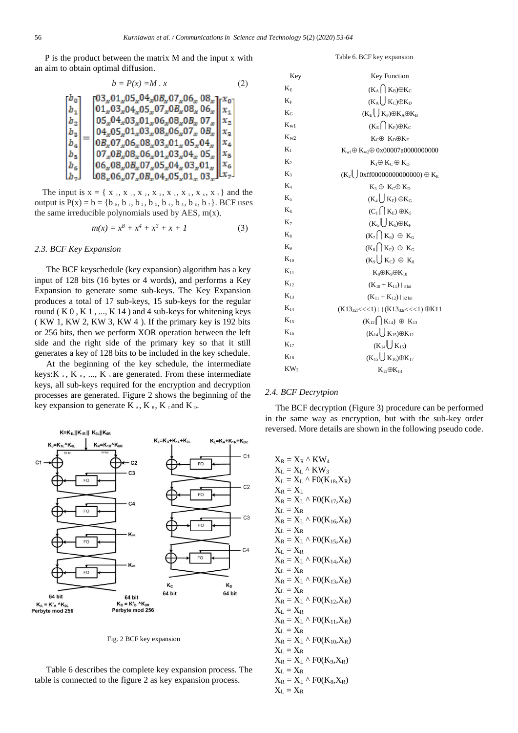P is the product between the matrix M and the input x with an aim to obtain optimal diffusion.

$$b = P(x) = M \cdot x \qquad (2)$$

$$\begin{bmatrix} b_0 \\ b_1 \\ b_2 \\ b_3 \\ b_4 \\ b_5 \\ b_6 \\ b_7 \end{bmatrix} = \begin{bmatrix} 03_x & 01_x & 05_x & 04_x & 0B_x & 07_x & 06_x & 08_x \\ 01_x & 03_x & 04_x & 05_x & 07_x & 0B_x & 08_x & 06_x \\ 05_x & 04_x & 03_x & 01_x & 06_x & 08_x & 0B_x & 07_x \\ 04_x & 05_x & 01_x & 03_x & 08_x & 06_x & 07_x & 0B_x \\ 0B_x & 07_x & 06_x & 08_x & 03_x & 01_x & 05_x & 04_x \\ 07_x & 0B_x & 08_x & 06_x & 01_x & 03_x & 04_x & 05_x \\ 06_x & 08_x & 0B_x & 07_x & 05_x & 04_x & 03_x & 01_x \\ 08_x & 06_x & 07_x & 0B_x & 04_x & 05_x & 01_x & 03_x \end{bmatrix} \begin{bmatrix} x_0 \\ x_1 \\ x_2 \\ x_3 \\ x_4 \\ x_5 \\ x_6 \\ x_7 \end{bmatrix}$$

The input is $x = \{x_0, x_1, x_2, x_3, x_4, x_5, x_6, x_7\}$ and the output is $P(x) = b = \{b_0, b_1, b_2, b_3, b_4, b_5, b_6, b_7\}$. BCF uses the same irreducible polynomials used by AES, m(x).

$$m(x) = x^8 + x^4 + x^3 + x + 1 \qquad (3)$$

### *2.3. BCF Key Expansion*

The BCF keyschedule (key expansion) algorithm has a key input of 128 bits (16 bytes or 4 words), and performs a Key Expansion to generate some sub-keys. The Key Expansion produces a total of 17 sub-keys, 15 sub-keys for the regular round ( K 0 , K 1 , ..., K 14 ) and 4 sub-keys for whitening keys ( KW 1, KW 2, KW 3, KW 4 ). If the primary key is 192 bits or 256 bits, then we perform XOR operation between the left side and the right side of the primary key so that it still generates a key of 128 bits to be included in the key schedule.

At the beginning of the key schedule, the intermediate keys: $K_A$, $K_B$, ..., $K_G$ are generated. From these intermediate keys, all sub-keys required for the encryption and decryption processes are generated. Figure 2 shows the beginning of the key expansion to generate $K_A$, $K_B$, $K_C$ and $K_D$.

Fig. 2 BCF key expansion

Table 6 describes the complete key expansion process. The table is connected to the figure 2 as key expansion process.

Table 6. BCF key expansion

| Key | Key Function |
|---|---|
| $K_E$ | $(K_A \cap K_B) \oplus K_C$ |
| $K_F$ | $(K_A \cup K_C) \oplus K_D$ |
| $K_G$ | $(K_E \cup K_F) \oplus K_A \oplus K_B$ |
| $K_{w1}$ | $(K_E \cap K_F) \oplus K_C$ |
| $K_{w2}$ | $K_C \oplus K_D \oplus K_E$ |
| $K_1$ | $K_{w1} \oplus K_{w2} \oplus$ 0x00007a0000000000 |
| $K_2$ | $K_1 \oplus K_C \oplus K_D$ |
| $K_3$ | $(K_2 \cup$ 0xff00000000000000$) \oplus K_E$ |
| $K_4$ | $K_3 \oplus K_C \oplus K_D$ |
| $K_5$ | $(K_4 \cup K_F) \oplus K_G$ |
| $K_6$ | $(C_1 \cap K_E) \oplus K_5$ |
| $K_7$ | $(K_G \cup K_6) \oplus K_F$ |
| $K_8$ | $(K_7 \cap K_6) \oplus K_G$ |
| $K_9$ | $(K_8 \cap K_F) \oplus K_G$ |
| $K_{10}$ | $(K_9 \cup K_C) \oplus K_8$ |
| $K_{11}$ | $K_8 \oplus K_9 \oplus K_{10}$ |
| $K_{12}$ | $(K_{10} + K_{11})\mid_{8\,bit}$ |
| $K_{13}$ | $(K_{11} + K_{12})\mid_{32\,bit}$ |
| $K_{14}$ | $(K13_{32l}<<<1) \mid\mid (K13_{32r}<<<1) \oplus K11$ |
| $K_{15}$ | $(K_{12} \cap K_{14}) \oplus K_{13}$ |
| $K_{16}$ | $(K_{14} \cup K_{15}) \oplus K_{12}$ |
| $K_{17}$ | $(K_{14} \cup K_{15})$ |
| $K_{18}$ | $(K_{15} \cup K_{16}) \oplus K_{17}$ |
| $KW_3$ | $K_{13} \oplus K_{14}$ |

### *2.4. BCF Decrytpion*

The BCF decryption (Figure 3) procedure can be performed in the same way as encryption, but with the sub-key order reversed. More details are shown in the following pseudo code.

```
XR = XR ^ KW4
XL = XL ^ KW3
XL = XL ^ F0(K18,XR)
XR = XL
XR = XL ^ F0(K17,XR)
XL = XR
XR = XL ^ F0(K16,XR)
XL = XR
XR = XL ^ F0(K15,XR)
XL = XR
XR = XL ^ F0(K14,XR)
XL = XR
XR = XL ^ F0(K13,XR)
XL = XR
XR = XL ^ F0(K12,XR)
XL = XR
XR = XL ^ F0(K11,XR)
XL = XR
XR = XL ^ F0(K10,XR)
XL = XR
XR = XL ^ F0(K9,XR)
XL = XR
XR = XL ^ F0(K8,XR)
XL = XR
```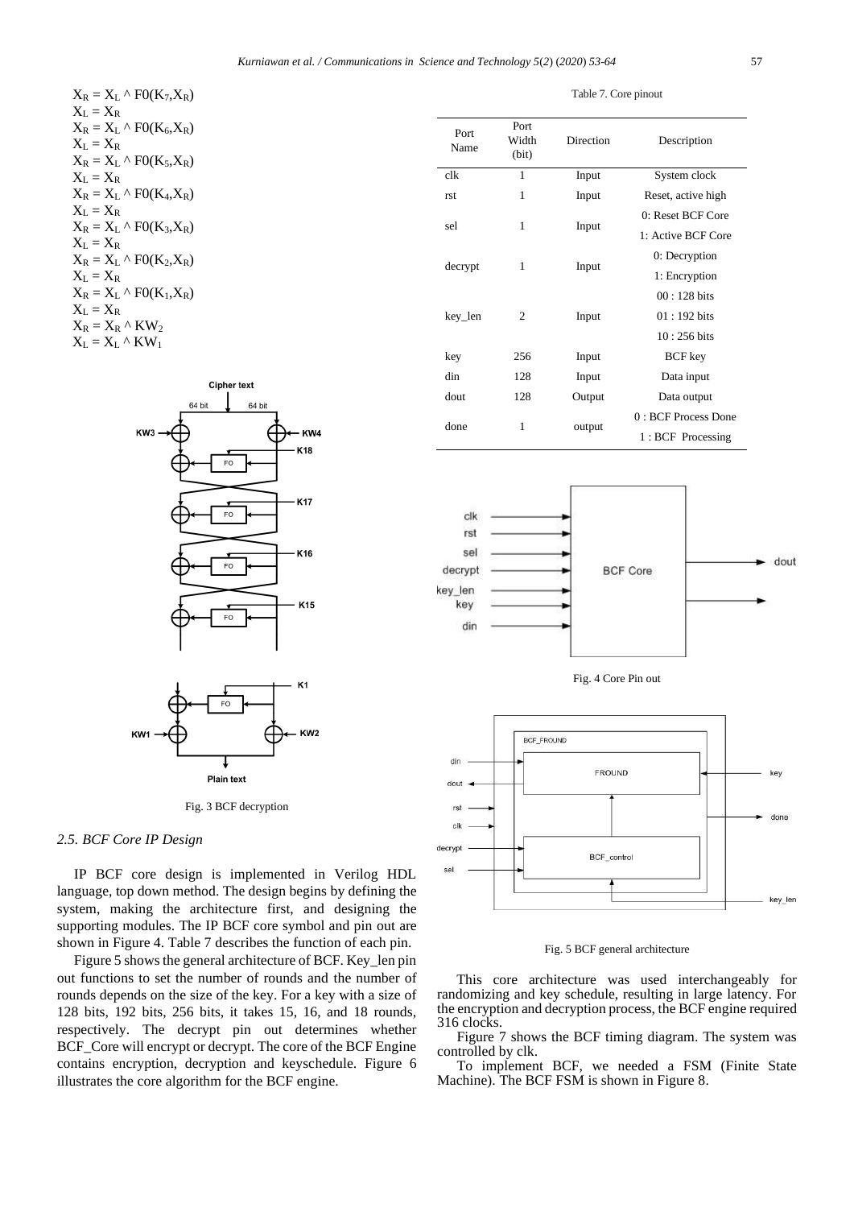$X_R = X_L \wedge F0(K_7,X_R)$
$X_L = X_R$
$X_R = X_L \wedge F0(K_6,X_R)$
$X_L = X_R$
$X_R = X_L \wedge F0(K_5,X_R)$
$X_L = X_R$
$X_R = X_L \wedge F0(K_4,X_R)$
$X_L = X_R$
$X_R = X_L \wedge F0(K_3,X_R)$
$X_L = X_R$
$X_R = X_L \wedge F0(K_2,X_R)$
$X_L = X_R$
$X_R = X_L \wedge F0(K_1,X_R)$
$X_L = X_R$
$X_R = X_R \wedge KW_2$
$X_L = X_L \wedge KW_1$

Fig. 3 BCF decryption

### 2.5. BCF Core IP Design

IP BCF core design is implemented in Verilog HDL language, top down method. The design begins by defining the system, making the architecture first, and designing the supporting modules. The IP BCF core symbol and pin out are shown in Figure 4. Table 7 describes the function of each pin.

Figure 5 shows the general architecture of BCF. Key_len pin out functions to set the number of rounds and the number of rounds depends on the size of the key. For a key with a size of 128 bits, 192 bits, 256 bits, it takes 15, 16, and 18 rounds, respectively. The decrypt pin out determines whether BCF_Core will encrypt or decrypt. The core of the BCF Engine contains encryption, decryption and keyschedule. Figure 6 illustrates the core algorithm for the BCF engine.

Table 7. Core pinout

| Port Name | Port Width (bit) | Direction | Description |
|---|---|---|---|
| clk | 1 | Input | System clock |
| rst | 1 | Input | Reset, active high |
| sel | 1 | Input | 0: Reset BCF Core<br>1: Active BCF Core |
| decrypt | 1 | Input | 0: Decryption<br>1: Encryption |
| key_len | 2 | Input | 00 : 128 bits<br>01 : 192 bits<br>10 : 256 bits |
| key | 256 | Input | BCF key |
| din | 128 | Input | Data input |
| dout | 128 | Output | Data output |
| done | 1 | output | 0 : BCF Process Done<br>1 : BCF Processing |

Fig. 4 Core Pin out

Fig. 5 BCF general architecture

This core architecture was used interchangeably for randomizing and key schedule, resulting in large latency. For the encryption and decryption process, the BCF engine required 316 clocks.

Figure 7 shows the BCF timing diagram. The system was controlled by clk.

To implement BCF, we needed a FSM (Finite State Machine). The BCF FSM is shown in Figure 8.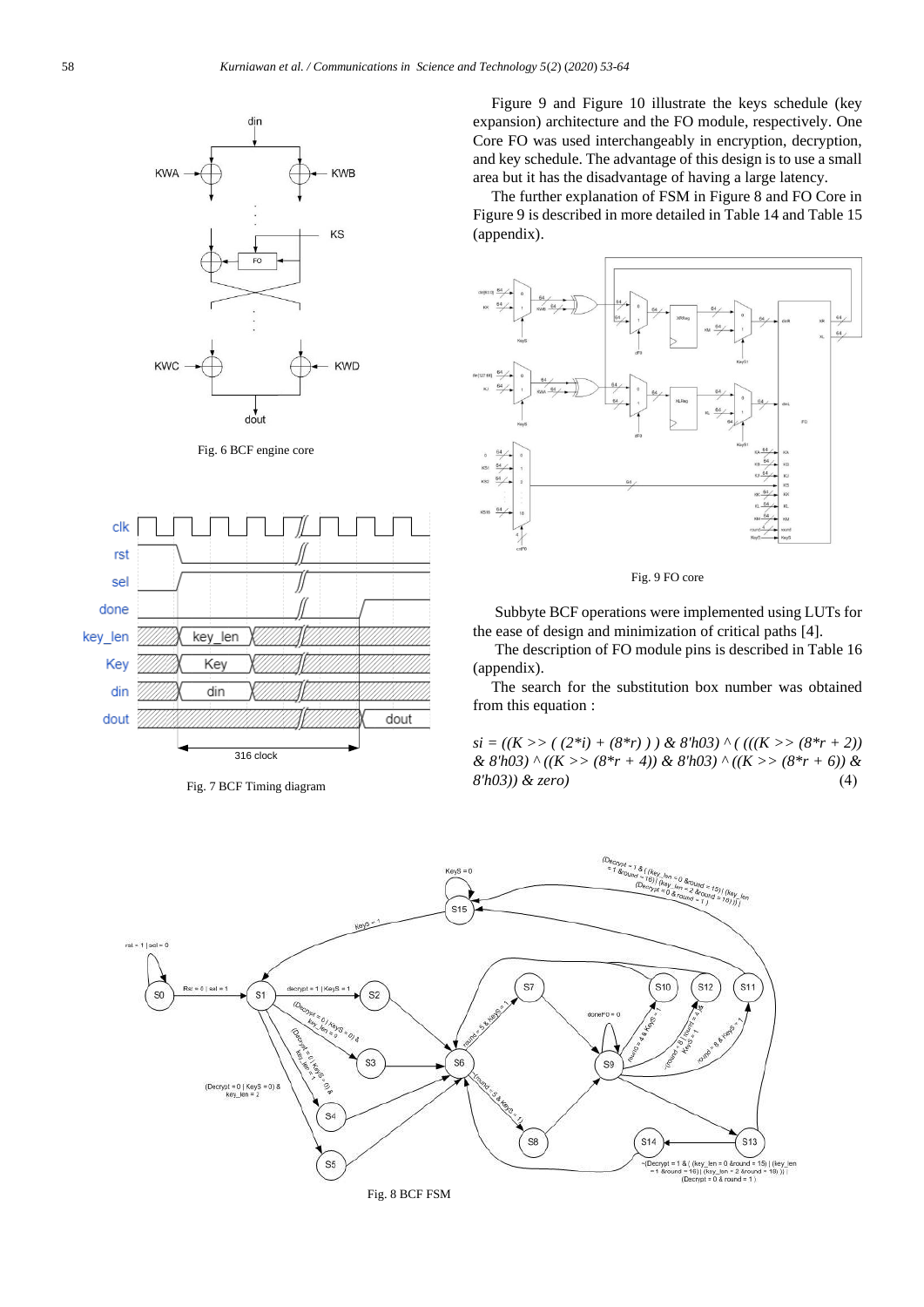Fig. 6 BCF engine core

Fig. 7 BCF Timing diagram

Figure 9 and Figure 10 illustrate the keys schedule (key expansion) architecture and the FO module, respectively. One Core FO was used interchangeably in encryption, decryption, and key schedule. The advantage of this design is to use a small area but it has the disadvantage of having a large latency.

The further explanation of FSM in Figure 8 and FO Core in Figure 9 is described in more detailed in Table 14 and Table 15 (appendix).

Fig. 9 FO core

Subbyte BCF operations were implemented using LUTs for the ease of design and minimization of critical paths [4].

The description of FO module pins is described in Table 16 (appendix).

The search for the substitution box number was obtained from this equation :

*si = ((K >> ( (2\*i) + (8\*r) ) ) & 8'h03) ^ ( (((K >> (8\*r + 2)) & 8'h03) ^ ((K >> (8\*r + 4)) & 8'h03) ^ ((K >> (8\*r + 6)) & 8'h03)) & zero)* (4)

Fig. 8 BCF FSM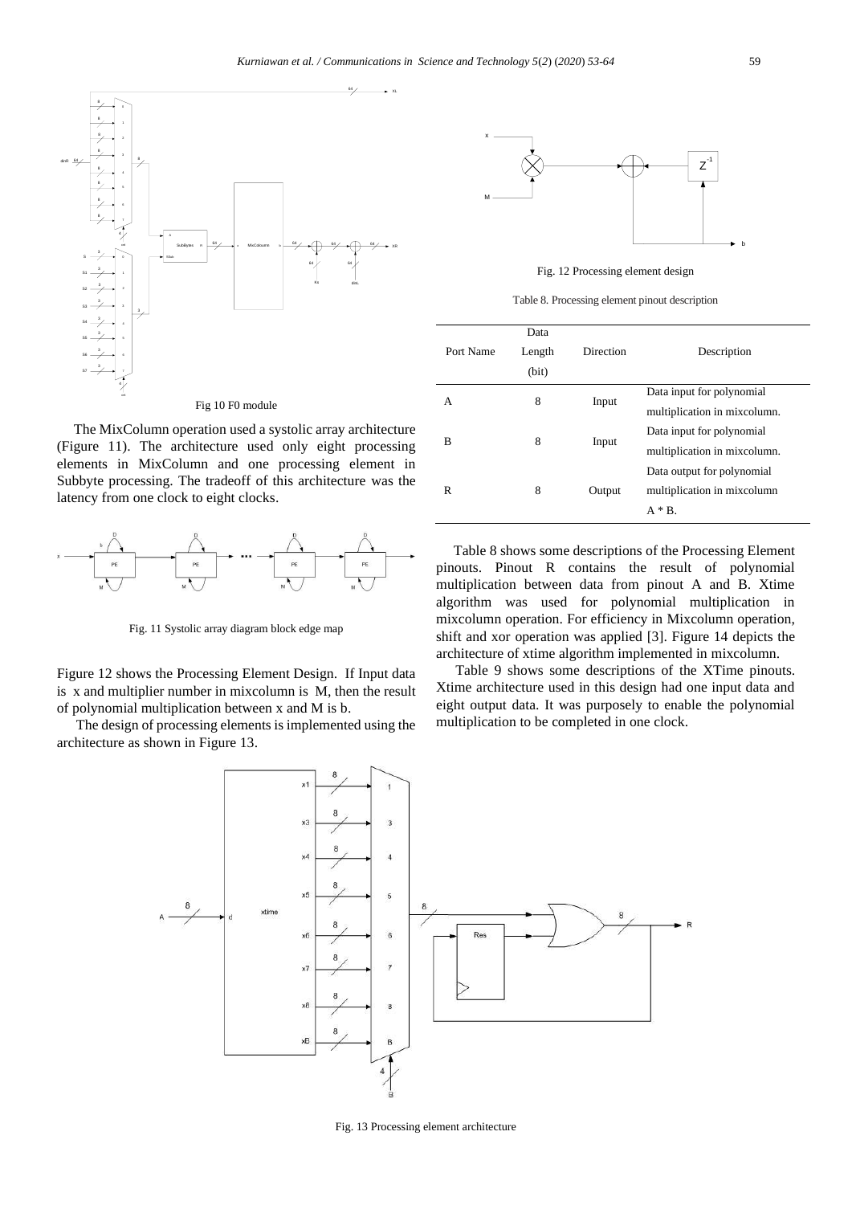Fig 10 F0 module

The MixColumn operation used a systolic array architecture (Figure 11). The architecture used only eight processing elements in MixColumn and one processing element in Subbyte processing. The tradeoff of this architecture was the latency from one clock to eight clocks.

Fig. 11 Systolic array diagram block edge map

Figure 12 shows the Processing Element Design. If Input data is x and multiplier number in mixcolumn is M, then the result of polynomial multiplication between x and M is b.

The design of processing elements is implemented using the architecture as shown in Figure 13.

Fig. 12 Processing element design

Table 8. Processing element pinout description

| Port Name | Data Length (bit) | Direction | Description |
|---|---|---|---|
| A | 8 | Input | Data input for polynomial multiplication in mixcolumn. |
| B | 8 | Input | Data input for polynomial multiplication in mixcolumn. |
| R | 8 | Output | Data output for polynomial multiplication in mixcolumn A * B. |

Table 8 shows some descriptions of the Processing Element pinouts. Pinout R contains the result of polynomial multiplication between data from pinout A and B. Xtime algorithm was used for polynomial multiplication in mixcolumn operation. For efficiency in Mixcolumn operation, shift and xor operation was applied [3]. Figure 14 depicts the architecture of xtime algorithm implemented in mixcolumn.

Table 9 shows some descriptions of the XTime pinouts. Xtime architecture used in this design had one input data and eight output data. It was purposely to enable the polynomial multiplication to be completed in one clock.

Fig. 13 Processing element architecture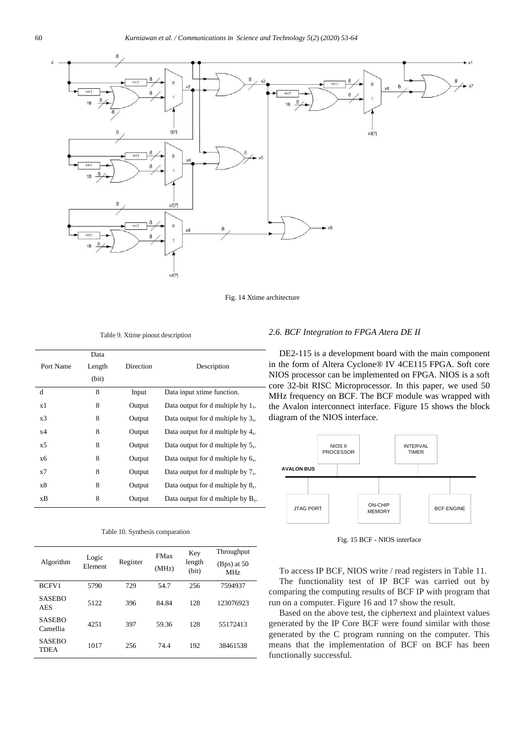Fig. 14 Xtime architecture

Table 9. Xtime pinout description

| Port Name | Data Length (bit) | Direction | Description |
|---|---|---|---|
| d | 8 | Input | Data input xtime function. |
| x1 | 8 | Output | Data output for d multiple by $1_x$. |
| x3 | 8 | Output | Data output for d multiple by $3_x$. |
| x4 | 8 | Output | Data output for d multiple by $4_x$. |
| x5 | 8 | Output | Data output for d multiple by $5_x$. |
| x6 | 8 | Output | Data output for d multiple by $6_x$. |
| x7 | 8 | Output | Data output for d multiple by $7_x$. |
| x8 | 8 | Output | Data output for d multiple by $8_x$. |
| xB | 8 | Output | Data output for d multiple by $B_x$. |

Table 10. Synthesis comparation

| Algorithm | Logic Element | Register | FMax (MHz) | Key length (bit) | Throughput (Bps) at 50 MHz |
|---|---|---|---|---|---|
| BCFV1 | 5790 | 729 | 54.7 | 256 | 7594937 |
| SASEBO AES | 5122 | 396 | 84.84 | 128 | 123076923 |
| SASEBO Camellia | 4251 | 397 | 59.36 | 128 | 55172413 |
| SASEBO TDEA | 1017 | 256 | 74.4 | 192 | 38461538 |

### *2.6. BCF Integration to FPGA Atera DE II*

DE2-115 is a development board with the main component in the form of Altera Cyclone® IV 4CE115 FPGA. Soft core NIOS processor can be implemented on FPGA. NIOS is a soft core 32-bit RISC Microprocessor. In this paper, we used 50 MHz frequency on BCF. The BCF module was wrapped with the Avalon interconnect interface. Figure 15 shows the block diagram of the NIOS interface.

Fig. 15 BCF - NIOS interface

To access IP BCF, NIOS write / read registers in Table 11.

The functionality test of IP BCF was carried out by comparing the computing results of BCF IP with program that run on a computer. Figure 16 and 17 show the result.

Based on the above test, the ciphertext and plaintext values generated by the IP Core BCF were found similar with those generated by the C program running on the computer. This means that the implementation of BCF on BCF has been functionally successful.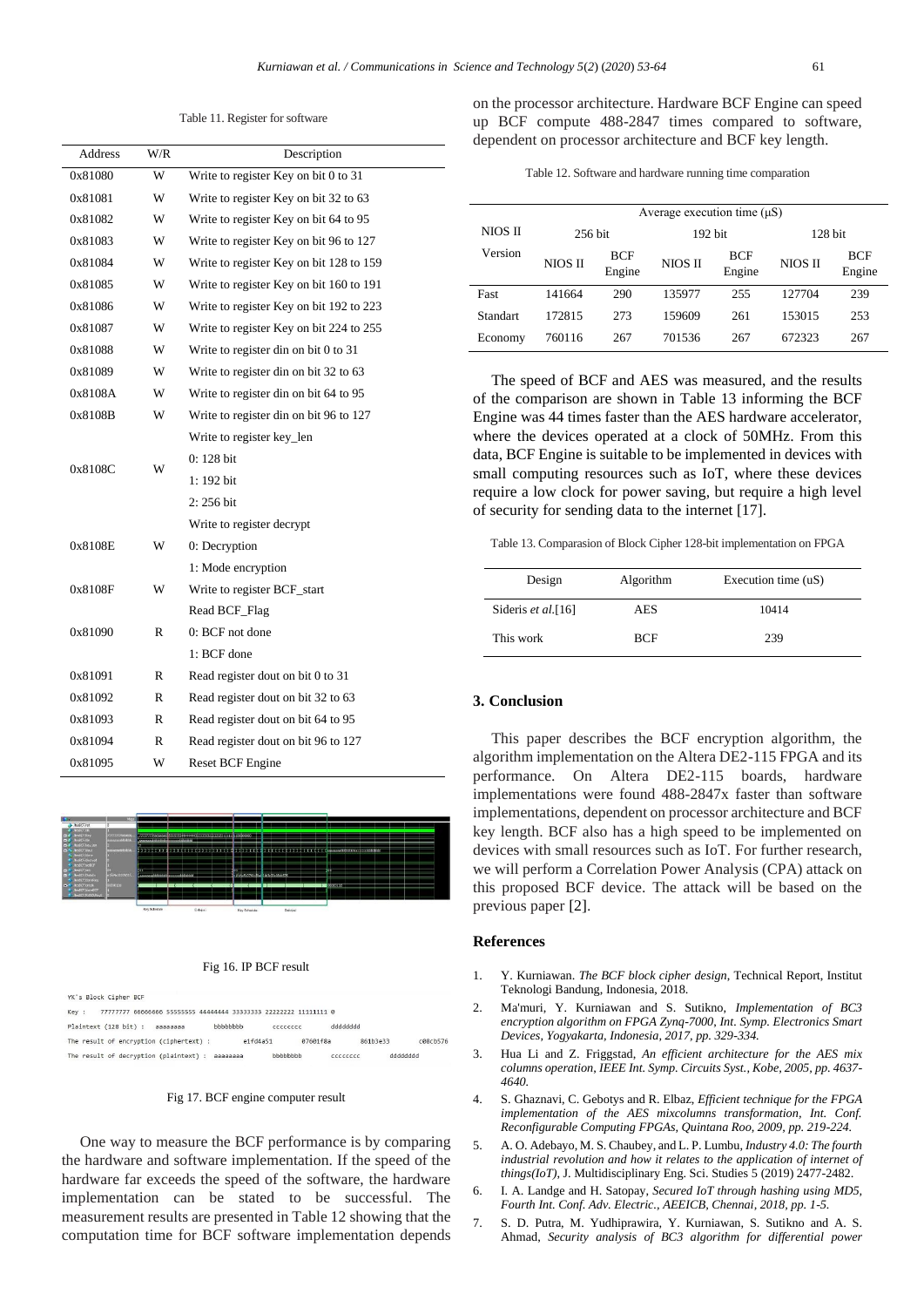Table 11. Register for software

| Address | W/R | Description |
|---|---|---|
| 0x81080 | W | Write to register Key on bit 0 to 31 |
| 0x81081 | W | Write to register Key on bit 32 to 63 |
| 0x81082 | W | Write to register Key on bit 64 to 95 |
| 0x81083 | W | Write to register Key on bit 96 to 127 |
| 0x81084 | W | Write to register Key on bit 128 to 159 |
| 0x81085 | W | Write to register Key on bit 160 to 191 |
| 0x81086 | W | Write to register Key on bit 192 to 223 |
| 0x81087 | W | Write to register Key on bit 224 to 255 |
| 0x81088 | W | Write to register din on bit 0 to 31 |
| 0x81089 | W | Write to register din on bit 32 to 63 |
| 0x8108A | W | Write to register din on bit 64 to 95 |
| 0x8108B | W | Write to register din on bit 96 to 127 |
| 0x8108C | W | Write to register key_len<br>0: 128 bit<br>1: 192 bit<br>2: 256 bit |
| 0x8108E | W | Write to register decrypt<br>0: Decryption<br>1: Mode encryption |
| 0x8108F | W | Write to register BCF_start |
| 0x81090 | R | Read BCF_Flag<br>0: BCF not done<br>1: BCF done |
| 0x81091 | R | Read register dout on bit 0 to 31 |
| 0x81092 | R | Read register dout on bit 32 to 63 |
| 0x81093 | R | Read register dout on bit 64 to 95 |
| 0x81094 | R | Read register dout on bit 96 to 127 |
| 0x81095 | W | Reset BCF Engine |

Fig 16. IP BCF result

```
YK's Block Cipher BCF
Key :    77777777 66666666 55555555 44444444 33333333 22222222 11111111 0
Plaintext (128 bit) :   aaaaaaaa        bbbbbbbb        cccccccc        dddddddd
The result of encryption (ciphertext) :        e1fd4a51        07601f8a        86103e33        c08cb576
The result of decryption (plaintext) :   aaaaaaaa        bbbbbbbb        cccccccc        dddddddd
```

Fig 17. BCF engine computer result

One way to measure the BCF performance is by comparing the hardware and software implementation. If the speed of the hardware far exceeds the speed of the software, the hardware implementation can be stated to be successful. The measurement results are presented in Table 12 showing that the computation time for BCF software implementation depends on the processor architecture. Hardware BCF Engine can speed up BCF compute 488-2847 times compared to software, dependent on processor architecture and BCF key length.

Table 12. Software and hardware running time comparation

| NIOS II Version | Average execution time (μS) | | | | | |
|---|---|---|---|---|---|---|
| | 256 bit | | 192 bit | | 128 bit | |
| | NIOS II | BCF Engine | NIOS II | BCF Engine | NIOS II | BCF Engine |
| Fast | 141664 | 290 | 135977 | 255 | 127704 | 239 |
| Standart | 172815 | 273 | 159609 | 261 | 153015 | 253 |
| Economy | 760116 | 267 | 701536 | 267 | 672323 | 267 |

The speed of BCF and AES was measured, and the results of the comparison are shown in Table 13 informing the BCF Engine was 44 times faster than the AES hardware accelerator, where the devices operated at a clock of 50MHz. From this data, BCF Engine is suitable to be implemented in devices with small computing resources such as IoT, where these devices require a low clock for power saving, but require a high level of security for sending data to the internet [17].

Table 13. Comparasion of Block Cipher 128-bit implementation on FPGA

| Design | Algorithm | Execution time (uS) |
|---|---|---|
| Sideris *et al.*[16] | AES | 10414 |
| This work | BCF | 239 |

## 3. Conclusion

This paper describes the BCF encryption algorithm, the algorithm implementation on the Altera DE2-115 FPGA and its performance. On Altera DE2-115 boards, hardware implementations were found 488-2847x faster than software implementations, dependent on processor architecture and BCF key length. BCF also has a high speed to be implemented on devices with small resources such as IoT. For further research, we will perform a Correlation Power Analysis (CPA) attack on this proposed BCF device. The attack will be based on the previous paper [2].

## References

1. Y. Kurniawan. *The BCF block cipher design,* Technical Report, Institut Teknologi Bandung, Indonesia, 2018.
2. Ma'muri, Y. Kurniawan and S. Sutikno, *Implementation of BC3 encryption algorithm on FPGA Zynq-7000, Int. Symp. Electronics Smart Devices, Yogyakarta, Indonesia, 2017, pp. 329-334.*
3. Hua Li and Z. Friggstad, *An efficient architecture for the AES mix columns operation, IEEE Int. Symp. Circuits Syst., Kobe, 2005, pp. 4637-4640.*
4. S. Ghaznavi, C. Gebotys and R. Elbaz, *Efficient technique for the FPGA implementation of the AES mixcolumns transformation, Int. Conf. Reconfigurable Computing FPGAs, Quintana Roo, 2009, pp. 219-224.*
5. A. O. Adebayo, M. S. Chaubey, and L. P. Lumbu, *Industry 4.0: The fourth industrial revolution and how it relates to the application of internet of things(IoT),* J. Multidisciplinary Eng. Sci. Studies 5 (2019) 2477-2482.
6. I. A. Landge and H. Satopay, *Secured IoT through hashing using MD5, Fourth Int. Conf. Adv. Electric., AEEICB, Chennai, 2018, pp. 1-5.*
7. S. D. Putra, M. Yudhiprawira, Y. Kurniawan, S. Sutikno and A. S. Ahmad, *Security analysis of BC3 algorithm for differential power*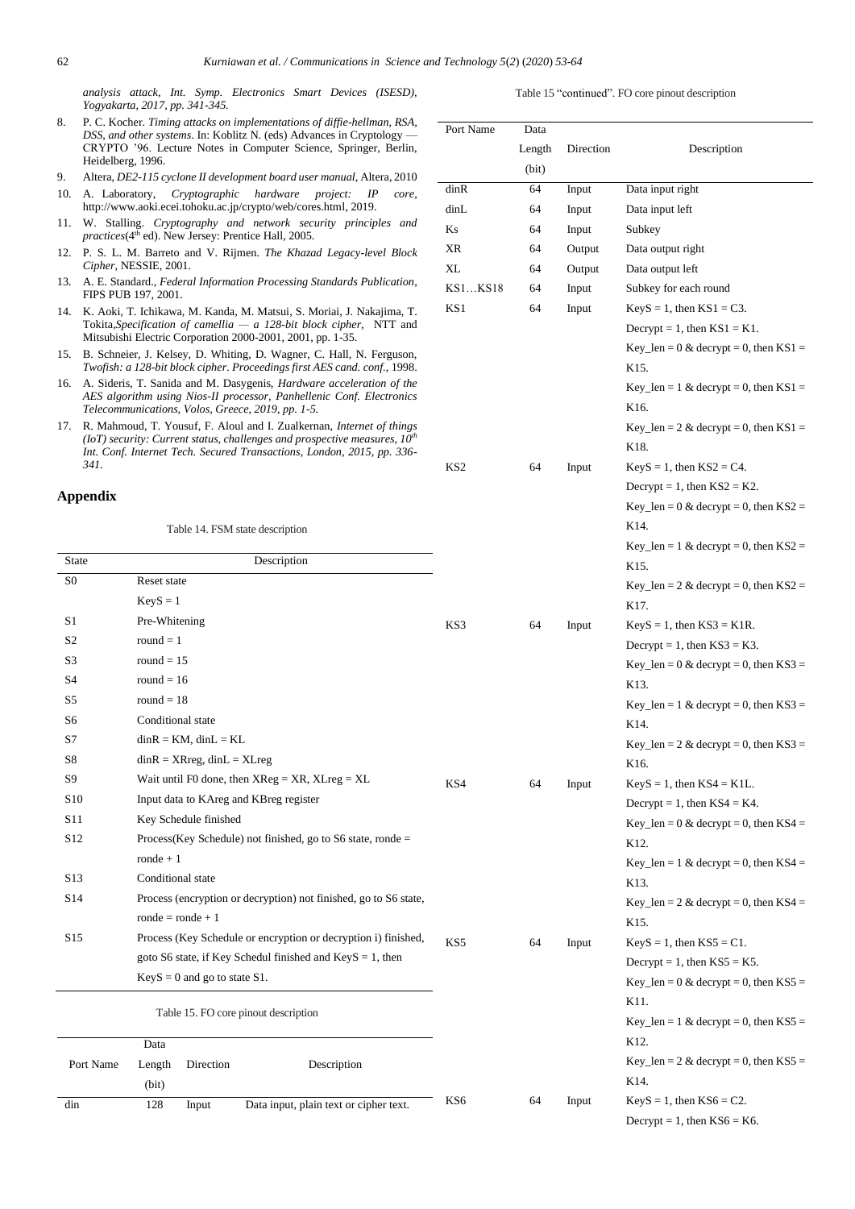*analysis attack, Int. Symp. Electronics Smart Devices (ISESD), Yogyakarta, 2017, pp. 341-345.*

8. P. C. Kocher. *Timing attacks on implementations of diffie-hellman, RSA, DSS, and other systems*. In: Koblitz N. (eds) Advances in Cryptology — CRYPTO '96. Lecture Notes in Computer Science, Springer, Berlin, Heidelberg, 1996.
9. Altera, *DE2-115 cyclone II development board user manual*, Altera, 2010
10. A. Laboratory, *Cryptographic hardware project: IP core*, http://www.aoki.ecei.tohoku.ac.jp/crypto/web/cores.html, 2019.
11. W. Stalling. *Cryptography and network security principles and practices*(4[th] ed). New Jersey: Prentice Hall, 2005.
12. P. S. L. M. Barreto and V. Rijmen. *The Khazad Legacy-level Block Cipher*, NESSIE, 2001.
13. A. E. Standard., *Federal Information Processing Standards Publication*, FIPS PUB 197, 2001.
14. K. Aoki, T. Ichikawa, M. Kanda, M. Matsui, S. Moriai, J. Nakajima, T. Tokita,*Specification of camellia — a 128-bit block cipher*, NTT and Mitsubishi Electric Corporation 2000-2001, 2001, pp. 1-35.
15. B. Schneier, J. Kelsey, D. Whiting, D. Wagner, C. Hall, N. Ferguson, *Twofish: a 128-bit block cipher. Proceedings first AES cand. conf.*, 1998.
16. A. Sideris, T. Sanida and M. Dasygenis, *Hardware acceleration of the AES algorithm using Nios-II processor, Panhellenic Conf. Electronics Telecommunications, Volos, Greece, 2019, pp. 1-5.*
17. R. Mahmoud, T. Yousuf, F. Aloul and I. Zualkernan, *Internet of things (IoT) security: Current status, challenges and prospective measures, 10[th] Int. Conf. Internet Tech. Secured Transactions, London, 2015, pp. 336-341.*

## Appendix

Table 14. FSM state description

| State | Description |
|---|---|
| S0 | Reset state<br>KeyS = 1 |
| S1 | Pre-Whitening |
| S2 | round = 1 |
| S3 | round = 15 |
| S4 | round = 16 |
| S5 | round = 18 |
| S6 | Conditional state |
| S7 | dinR = KM, dinL = KL |
| S8 | dinR = XRreg, dinL = XLreg |
| S9 | Wait until F0 done, then XReg = XR, XLreg = XL |
| S10 | Input data to KAreg and KBreg register |
| S11 | Key Schedule finished |
| S12 | Process(Key Schedule) not finished, go to S6 state, ronde = ronde + 1 |
| S13 | Conditional state |
| S14 | Process (encryption or decryption) not finished, go to S6 state, ronde = ronde + 1 |
| S15 | Process (Key Schedule or encryption or decryption i) finished, goto S6 state, if Key Schedul finished and KeyS = 1, then KeyS = 0 and go to state S1. |

Table 15. FO core pinout description

| Port Name | Data Length (bit) | Direction | Description |
|---|---|---|---|
| din | 128 | Input | Data input, plain text or cipher text. |
| dinR | 64 | Input | Data input right |
| dinL | 64 | Input | Data input left |
| Ks | 64 | Input | Subkey |
| XR | 64 | Output | Data output right |
| XL | 64 | Output | Data output left |
| KS1…KS18 | 64 | Input | Subkey for each round |
| KS1 | 64 | Input | KeyS = 1, then KS1 = C3.<br>Decrypt = 1, then KS1 = K1.<br>Key_len = 0 & decrypt = 0, then KS1 = K15.<br>Key_len = 1 & decrypt = 0, then KS1 = K16.<br>Key_len = 2 & decrypt = 0, then KS1 = K18. |
| KS2 | 64 | Input | KeyS = 1, then KS2 = C4.<br>Decrypt = 1, then KS2 = K2.<br>Key_len = 0 & decrypt = 0, then KS2 = K14.<br>Key_len = 1 & decrypt = 0, then KS2 = K15.<br>Key_len = 2 & decrypt = 0, then KS2 = K17. |
| KS3 | 64 | Input | KeyS = 1, then KS3 = K1R.<br>Decrypt = 1, then KS3 = K3.<br>Key_len = 0 & decrypt = 0, then KS3 = K13.<br>Key_len = 1 & decrypt = 0, then KS3 = K14.<br>Key_len = 2 & decrypt = 0, then KS3 = K16. |
| KS4 | 64 | Input | KeyS = 1, then KS4 = K1L.<br>Decrypt = 1, then KS4 = K4.<br>Key_len = 0 & decrypt = 0, then KS4 = K12.<br>Key_len = 1 & decrypt = 0, then KS4 = K13.<br>Key_len = 2 & decrypt = 0, then KS4 = K15. |
| KS5 | 64 | Input | KeyS = 1, then KS5 = C1.<br>Decrypt = 1, then KS5 = K5.<br>Key_len = 0 & decrypt = 0, then KS5 = K11.<br>Key_len = 1 & decrypt = 0, then KS5 = K12.<br>Key_len = 2 & decrypt = 0, then KS5 = K14. |
| KS6 | 64 | Input | KeyS = 1, then KS6 = C2.<br>Decrypt = 1, then KS6 = K6. |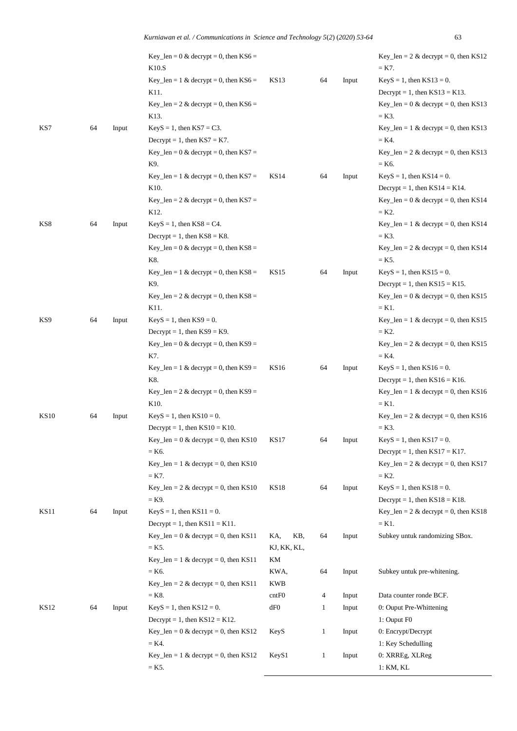| | | | |
|---|---|---|---|
| | | | Key_len = 0 & decrypt = 0, then KS6 = K10.S<br>Key_len = 1 & decrypt = 0, then KS6 = K11.<br>Key_len = 2 & decrypt = 0, then KS6 = K13. |
| KS7 | 64 | Input | KeyS = 1, then KS7 = C3.<br>Decrypt = 1, then KS7 = K7.<br>Key_len = 0 & decrypt = 0, then KS7 = K9.<br>Key_len = 1 & decrypt = 0, then KS7 = K10.<br>Key_len = 2 & decrypt = 0, then KS7 = K12. |
| KS8 | 64 | Input | KeyS = 1, then KS8 = C4.<br>Decrypt = 1, then KS8 = K8.<br>Key_len = 0 & decrypt = 0, then KS8 = K8.<br>Key_len = 1 & decrypt = 0, then KS8 = K9.<br>Key_len = 2 & decrypt = 0, then KS8 = K11. |
| KS9 | 64 | Input | KeyS = 1, then KS9 = 0.<br>Decrypt = 1, then KS9 = K9.<br>Key_len = 0 & decrypt = 0, then KS9 = K7.<br>Key_len = 1 & decrypt = 0, then KS9 = K8.<br>Key_len = 2 & decrypt = 0, then KS9 = K10. |
| KS10 | 64 | Input | KeyS = 1, then KS10 = 0.<br>Decrypt = 1, then KS10 = K10.<br>Key_len = 0 & decrypt = 0, then KS10 = K6.<br>Key_len = 1 & decrypt = 0, then KS10 = K7.<br>Key_len = 2 & decrypt = 0, then KS10 = K9. |
| KS11 | 64 | Input | KeyS = 1, then KS11 = 0.<br>Decrypt = 1, then KS11 = K11.<br>Key_len = 0 & decrypt = 0, then KS11 = K5.<br>Key_len = 1 & decrypt = 0, then KS11 = K6.<br>Key_len = 2 & decrypt = 0, then KS11 = K8. |
| KS12 | 64 | Input | KeyS = 1, then KS12 = 0.<br>Decrypt = 1, then KS12 = K12.<br>Key_len = 0 & decrypt = 0, then KS12 = K4.<br>Key_len = 1 & decrypt = 0, then KS12 = K5.<br>Key_len = 2 & decrypt = 0, then KS12 = K7. |
| KS13 | 64 | Input | KeyS = 1, then KS13 = 0.<br>Decrypt = 1, then KS13 = K13.<br>Key_len = 0 & decrypt = 0, then KS13 = K3.<br>Key_len = 1 & decrypt = 0, then KS13 = K4.<br>Key_len = 2 & decrypt = 0, then KS13 = K6. |
| KS14 | 64 | Input | KeyS = 1, then KS14 = 0.<br>Decrypt = 1, then KS14 = K14.<br>Key_len = 0 & decrypt = 0, then KS14 = K2.<br>Key_len = 1 & decrypt = 0, then KS14 = K3.<br>Key_len = 2 & decrypt = 0, then KS14 = K5. |
| KS15 | 64 | Input | KeyS = 1, then KS15 = 0.<br>Decrypt = 1, then KS15 = K15.<br>Key_len = 0 & decrypt = 0, then KS15 = K1.<br>Key_len = 1 & decrypt = 0, then KS15 = K2.<br>Key_len = 2 & decrypt = 0, then KS15 = K4. |
| KS16 | 64 | Input | KeyS = 1, then KS16 = 0.<br>Decrypt = 1, then KS16 = K16.<br>Key_len = 1 & decrypt = 0, then KS16 = K1.<br>Key_len = 2 & decrypt = 0, then KS16 = K3. |
| KS17 | 64 | Input | KeyS = 1, then KS17 = 0.<br>Decrypt = 1, then KS17 = K17.<br>Key_len = 2 & decrypt = 0, then KS17 = K2. |
| KS18 | 64 | Input | KeyS = 1, then KS18 = 0.<br>Decrypt = 1, then KS18 = K18.<br>Key_len = 2 & decrypt = 0, then KS18 = K1. |
| KA, KB, KJ, KK, KL, KM | 64 | Input | Subkey untuk randomizing SBox. |
| KWA, KWB | 64 | Input | Subkey untuk pre-whitening. |
| cntF0 | 4 | Input | Data counter ronde BCF. |
| dF0 | 1 | Input | 0: Ouput Pre-Whittening<br>1: Ouput F0 |
| KeyS | 1 | Input | 0: Encrypt/Decrypt<br>1: Key Schedulling |
| KeyS1 | 1 | Input | 0: XRREg, XLReg<br>1: KM, KL |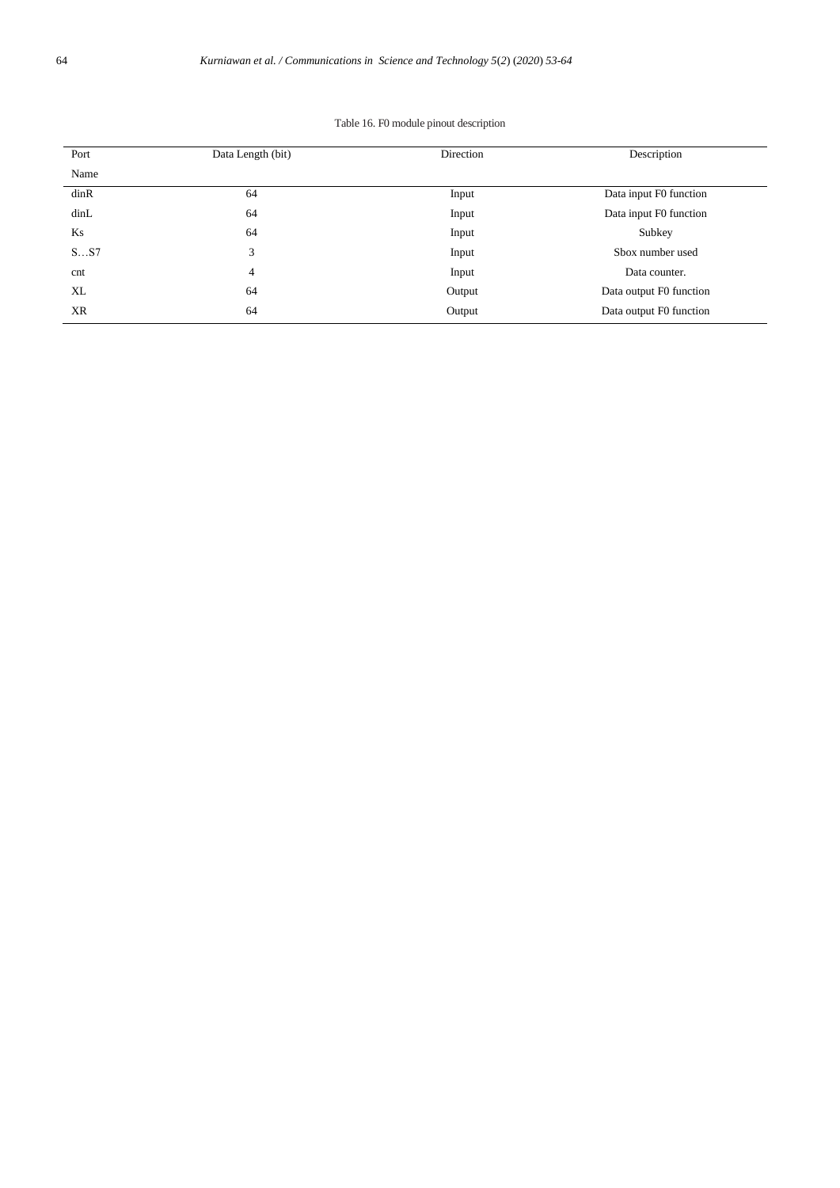Table 16. F0 module pinout description

| Port Name | Data Length (bit) | Direction | Description |
|---|---|---|---|
| dinR | 64 | Input | Data input F0 function |
| dinL | 64 | Input | Data input F0 function |
| Ks | 64 | Input | Subkey |
| S…S7 | 3 | Input | Sbox number used |
| cnt | 4 | Input | Data counter. |
| XL | 64 | Output | Data output F0 function |
| XR | 64 | Output | Data output F0 function |